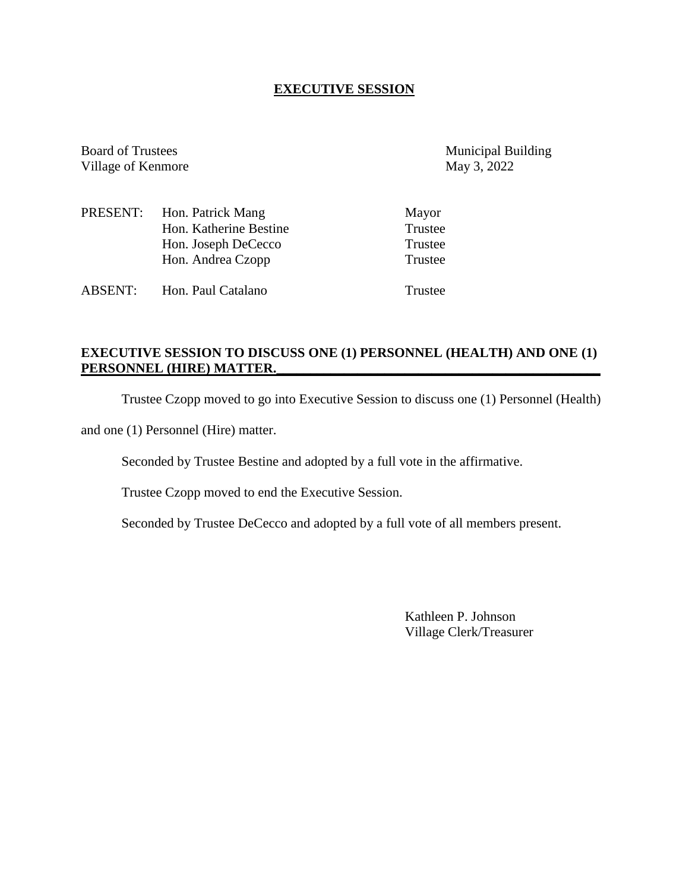# EXECUTIVE SESSION

Board of Trustees
Village of Kenmore

Municipal Building
May 3, 2022

| | | |
|---|---|---|
| PRESENT: | Hon. Patrick Mang | Mayor |
| | Hon. Katherine Bestine | Trustee |
| | Hon. Joseph DeCecco | Trustee |
| | Hon. Andrea Czopp | Trustee |
| ABSENT: | Hon. Paul Catalano | Trustee |

**EXECUTIVE SESSION TO DISCUSS ONE (1) PERSONNEL (HEALTH) AND ONE (1) PERSONNEL (HIRE) MATTER.**

Trustee Czopp moved to go into Executive Session to discuss one (1) Personnel (Health) and one (1) Personnel (Hire) matter.

Seconded by Trustee Bestine and adopted by a full vote in the affirmative.

Trustee Czopp moved to end the Executive Session.

Seconded by Trustee DeCecco and adopted by a full vote of all members present.

Kathleen P. Johnson
Village Clerk/Treasurer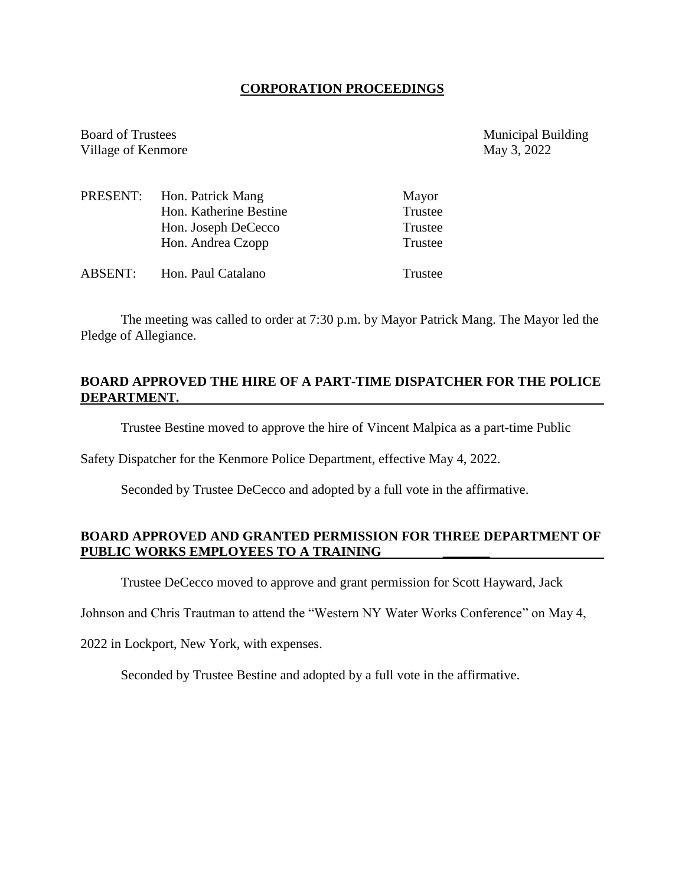# CORPORATION PROCEEDINGS

Board of Trustees
Village of Kenmore

Municipal Building
May 3, 2022

| | | |
|---|---|---|
| PRESENT: | Hon. Patrick Mang | Mayor |
| | Hon. Katherine Bestine | Trustee |
| | Hon. Joseph DeCecco | Trustee |
| | Hon. Andrea Czopp | Trustee |
| ABSENT: | Hon. Paul Catalano | Trustee |

The meeting was called to order at 7:30 p.m. by Mayor Patrick Mang. The Mayor led the Pledge of Allegiance.

**BOARD APPROVED THE HIRE OF A PART-TIME DISPATCHER FOR THE POLICE DEPARTMENT.**

Trustee Bestine moved to approve the hire of Vincent Malpica as a part-time Public Safety Dispatcher for the Kenmore Police Department, effective May 4, 2022.

Seconded by Trustee DeCecco and adopted by a full vote in the affirmative.

**BOARD APPROVED AND GRANTED PERMISSION FOR THREE DEPARTMENT OF PUBLIC WORKS EMPLOYEES TO A TRAINING**

Trustee DeCecco moved to approve and grant permission for Scott Hayward, Jack Johnson and Chris Trautman to attend the "Western NY Water Works Conference" on May 4, 2022 in Lockport, New York, with expenses.

Seconded by Trustee Bestine and adopted by a full vote in the affirmative.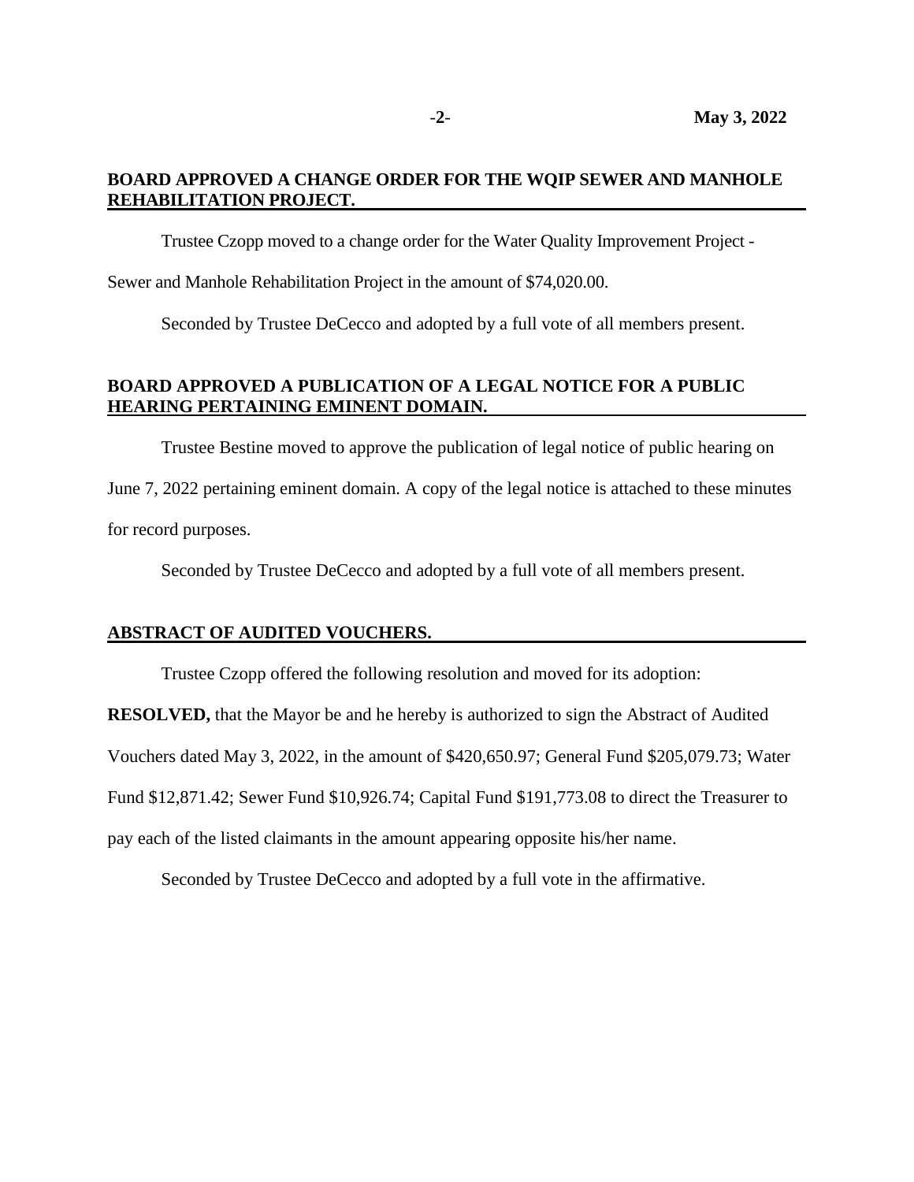**BOARD APPROVED A CHANGE ORDER FOR THE WQIP SEWER AND MANHOLE REHABILITATION PROJECT.**

Trustee Czopp moved to a change order for the Water Quality Improvement Project - Sewer and Manhole Rehabilitation Project in the amount of $74,020.00.

Seconded by Trustee DeCecco and adopted by a full vote of all members present.

**BOARD APPROVED A PUBLICATION OF A LEGAL NOTICE FOR A PUBLIC HEARING PERTAINING EMINENT DOMAIN.**

Trustee Bestine moved to approve the publication of legal notice of public hearing on June 7, 2022 pertaining eminent domain. A copy of the legal notice is attached to these minutes for record purposes.

Seconded by Trustee DeCecco and adopted by a full vote of all members present.

**ABSTRACT OF AUDITED VOUCHERS.**

Trustee Czopp offered the following resolution and moved for its adoption:

**RESOLVED,** that the Mayor be and he hereby is authorized to sign the Abstract of Audited Vouchers dated May 3, 2022, in the amount of $420,650.97; General Fund $205,079.73; Water Fund $12,871.42; Sewer Fund $10,926.74; Capital Fund $191,773.08 to direct the Treasurer to pay each of the listed claimants in the amount appearing opposite his/her name.

Seconded by Trustee DeCecco and adopted by a full vote in the affirmative.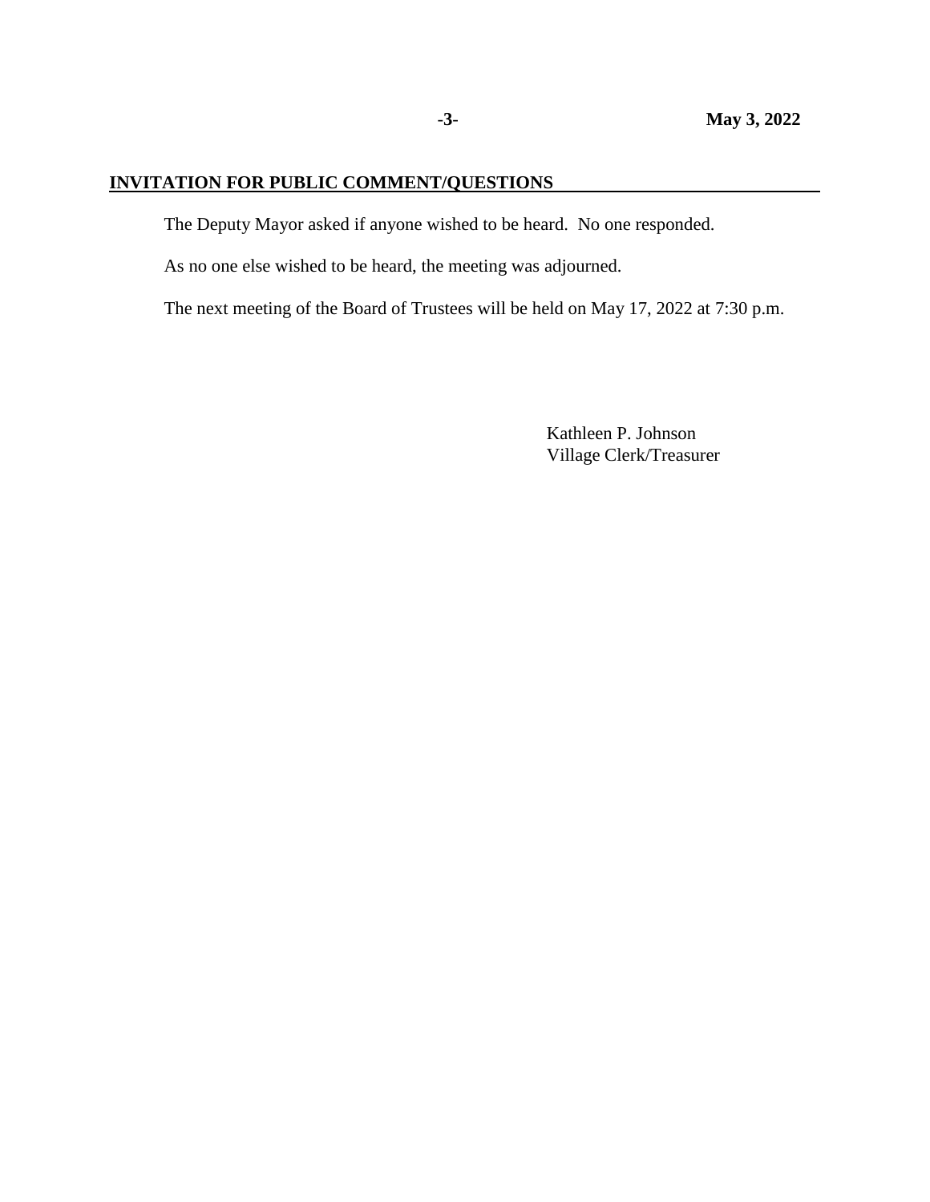## INVITATION FOR PUBLIC COMMENT/QUESTIONS

The Deputy Mayor asked if anyone wished to be heard. No one responded.

As no one else wished to be heard, the meeting was adjourned.

The next meeting of the Board of Trustees will be held on May 17, 2022 at 7:30 p.m.

Kathleen P. Johnson
Village Clerk/Treasurer